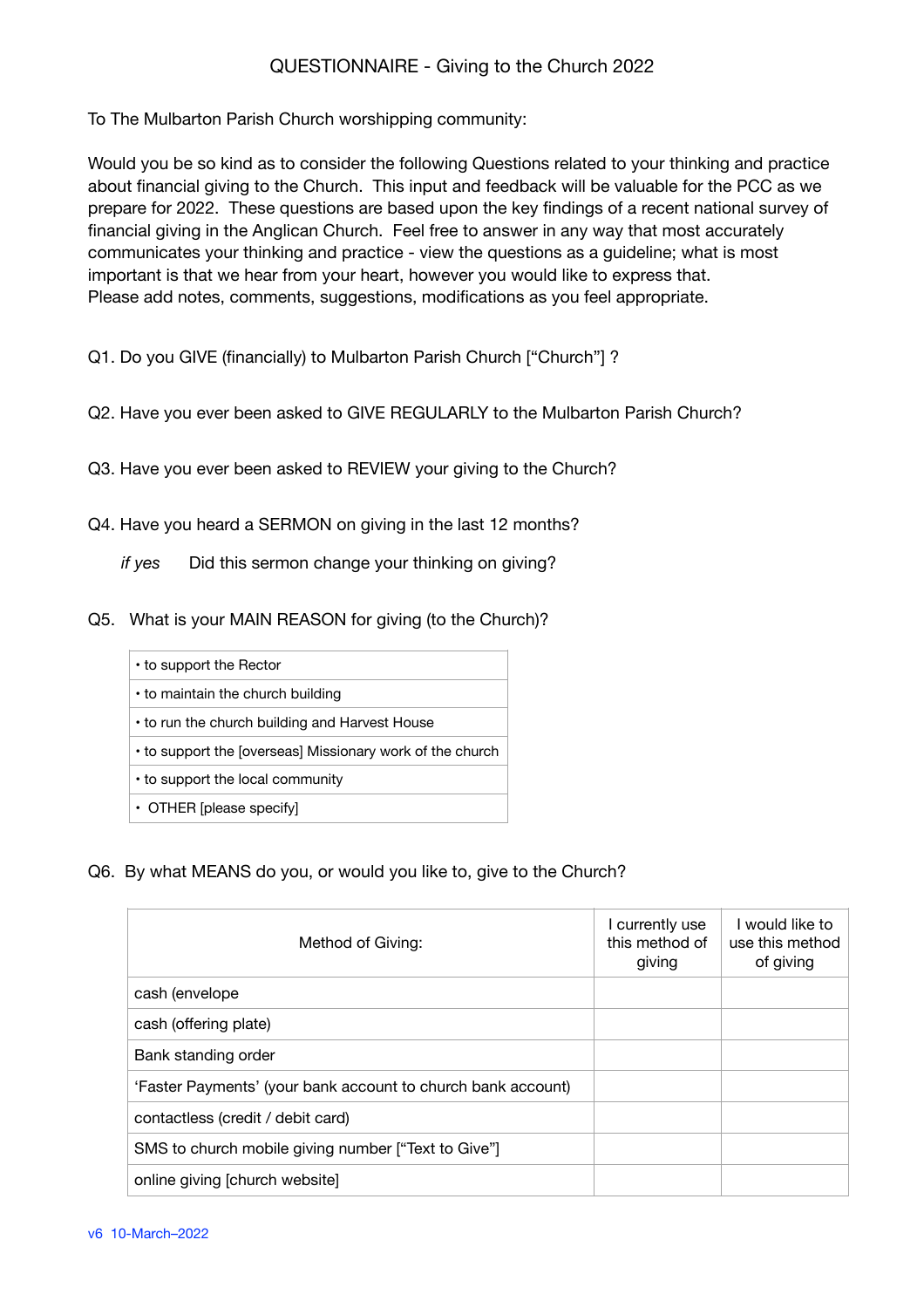# QUESTIONNAIRE - Giving to the Church 2022

To The Mulbarton Parish Church worshipping community:

Would you be so kind as to consider the following Questions related to your thinking and practice about financial giving to the Church. This input and feedback will be valuable for the PCC as we prepare for 2022. These questions are based upon the key findings of a recent national survey of financial giving in the Anglican Church. Feel free to answer in any way that most accurately communicates your thinking and practice - view the questions as a guideline; what is most important is that we hear from your heart, however you would like to express that.
Please add notes, comments, suggestions, modifications as you feel appropriate.

Q1. Do you GIVE (financially) to Mulbarton Parish Church ["Church"] ?

Q2. Have you ever been asked to GIVE REGULARLY to the Mulbarton Parish Church?

Q3. Have you ever been asked to REVIEW your giving to the Church?

Q4. Have you heard a SERMON on giving in the last 12 months?

*if yes* Did this sermon change your thinking on giving?

Q5. What is your MAIN REASON for giving (to the Church)?

| |
|---|
| • to support the Rector |
| • to maintain the church building |
| • to run the church building and Harvest House |
| • to support the [overseas] Missionary work of the church |
| • to support the local community |
| • OTHER [please specify] |

Q6. By what MEANS do you, or would you like to, give to the Church?

| Method of Giving: | I currently use this method of giving | I would like to use this method of giving |
|---|---|---|
| cash (envelope | | |
| cash (offering plate) | | |
| Bank standing order | | |
| 'Faster Payments' (your bank account to church bank account) | | |
| contactless (credit / debit card) | | |
| SMS to church mobile giving number ["Text to Give"] | | |
| online giving [church website] | | |

v6 10-March–2022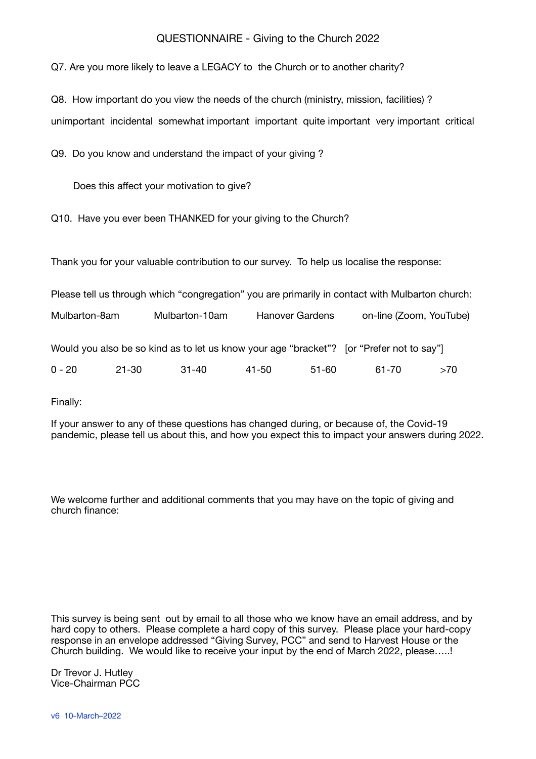QUESTIONNAIRE - Giving to the Church 2022

Q7. Are you more likely to leave a LEGACY to the Church or to another charity?

Q8. How important do you view the needs of the church (ministry, mission, facilities) ?

unimportant incidental somewhat important important quite important very important critical

Q9. Do you know and understand the impact of your giving ?

Does this affect your motivation to give?

Q10. Have you ever been THANKED for your giving to the Church?

Thank you for your valuable contribution to our survey. To help us localise the response:

Please tell us through which "congregation" you are primarily in contact with Mulbarton church:

Mulbarton-8am Mulbarton-10am Hanover Gardens on-line (Zoom, YouTube)

Would you also be so kind as to let us know your age "bracket"? [or "Prefer not to say"]

0 - 20 21-30 31-40 41-50 51-60 61-70 >70

Finally:

If your answer to any of these questions has changed during, or because of, the Covid-19 pandemic, please tell us about this, and how you expect this to impact your answers during 2022.

We welcome further and additional comments that you may have on the topic of giving and church finance:

This survey is being sent out by email to all those who we know have an email address, and by hard copy to others. Please complete a hard copy of this survey. Please place your hard-copy response in an envelope addressed "Giving Survey, PCC" and send to Harvest House or the Church building. We would like to receive your input by the end of March 2022, please…..!

Dr Trevor J. Hutley
Vice-Chairman PCC

v6 10-March–2022